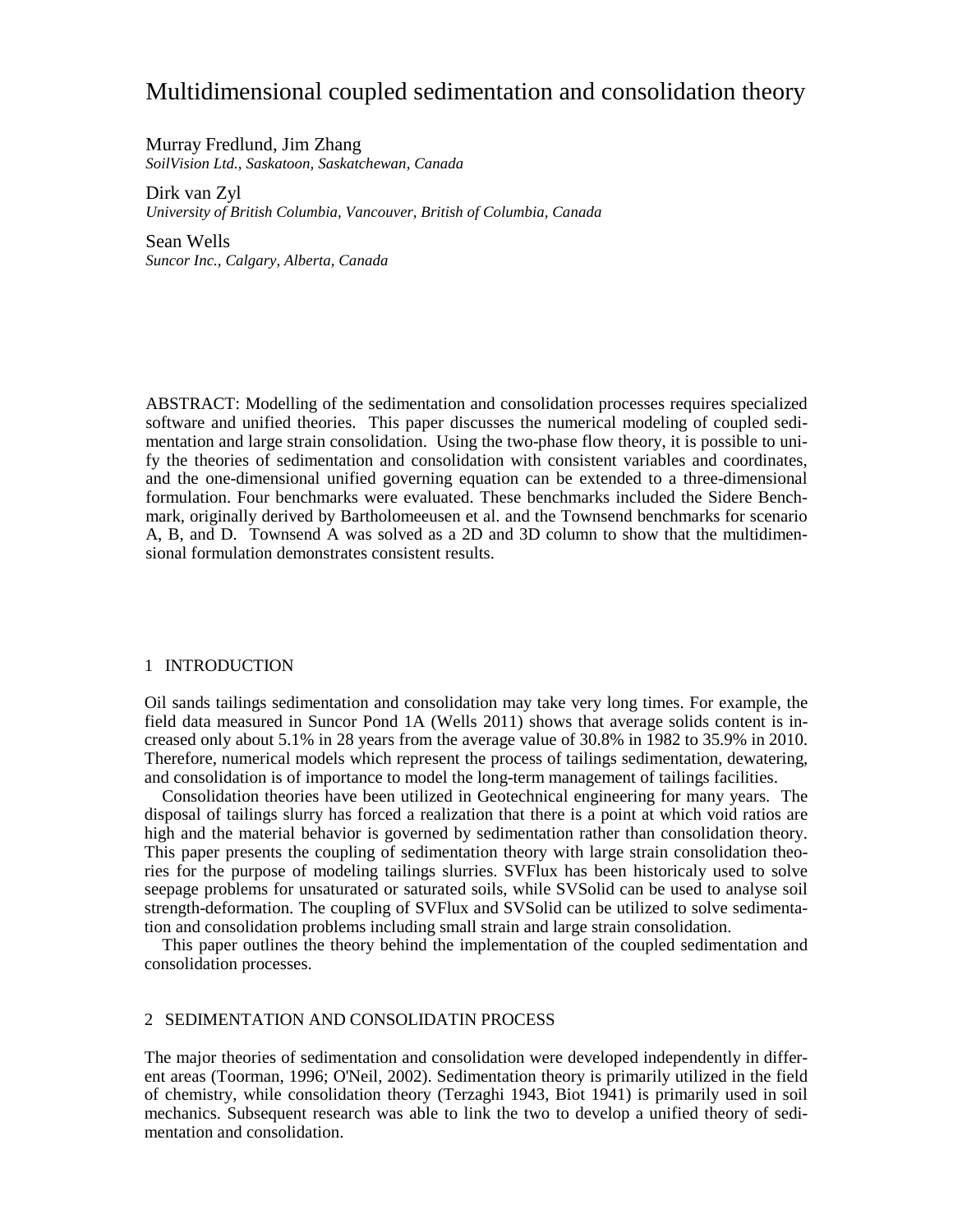# Multidimensional coupled sedimentation and consolidation theory

Murray Fredlund, Jim Zhang
*SoilVision Ltd., Saskatoon, Saskatchewan, Canada*

Dirk van Zyl
*University of British Columbia, Vancouver, British of Columbia, Canada*

Sean Wells
*Suncor Inc., Calgary, Alberta, Canada*

ABSTRACT: Modelling of the sedimentation and consolidation processes requires specialized software and unified theories. This paper discusses the numerical modeling of coupled sedimentation and large strain consolidation. Using the two-phase flow theory, it is possible to unify the theories of sedimentation and consolidation with consistent variables and coordinates, and the one-dimensional unified governing equation can be extended to a three-dimensional formulation. Four benchmarks were evaluated. These benchmarks included the Sidere Benchmark, originally derived by Bartholomeeusen et al. and the Townsend benchmarks for scenario A, B, and D. Townsend A was solved as a 2D and 3D column to show that the multidimensional formulation demonstrates consistent results.

## 1 INTRODUCTION

Oil sands tailings sedimentation and consolidation may take very long times. For example, the field data measured in Suncor Pond 1A (Wells 2011) shows that average solids content is increased only about 5.1% in 28 years from the average value of 30.8% in 1982 to 35.9% in 2010. Therefore, numerical models which represent the process of tailings sedimentation, dewatering, and consolidation is of importance to model the long-term management of tailings facilities.

Consolidation theories have been utilized in Geotechnical engineering for many years. The disposal of tailings slurry has forced a realization that there is a point at which void ratios are high and the material behavior is governed by sedimentation rather than consolidation theory. This paper presents the coupling of sedimentation theory with large strain consolidation theories for the purpose of modeling tailings slurries. SVFlux has been historicaly used to solve seepage problems for unsaturated or saturated soils, while SVSolid can be used to analyse soil strength-deformation. The coupling of SVFlux and SVSolid can be utilized to solve sedimentation and consolidation problems including small strain and large strain consolidation.

This paper outlines the theory behind the implementation of the coupled sedimentation and consolidation processes.

## 2 SEDIMENTATION AND CONSOLIDATIN PROCESS

The major theories of sedimentation and consolidation were developed independently in different areas (Toorman, 1996; O'Neil, 2002). Sedimentation theory is primarily utilized in the field of chemistry, while consolidation theory (Terzaghi 1943, Biot 1941) is primarily used in soil mechanics. Subsequent research was able to link the two to develop a unified theory of sedimentation and consolidation.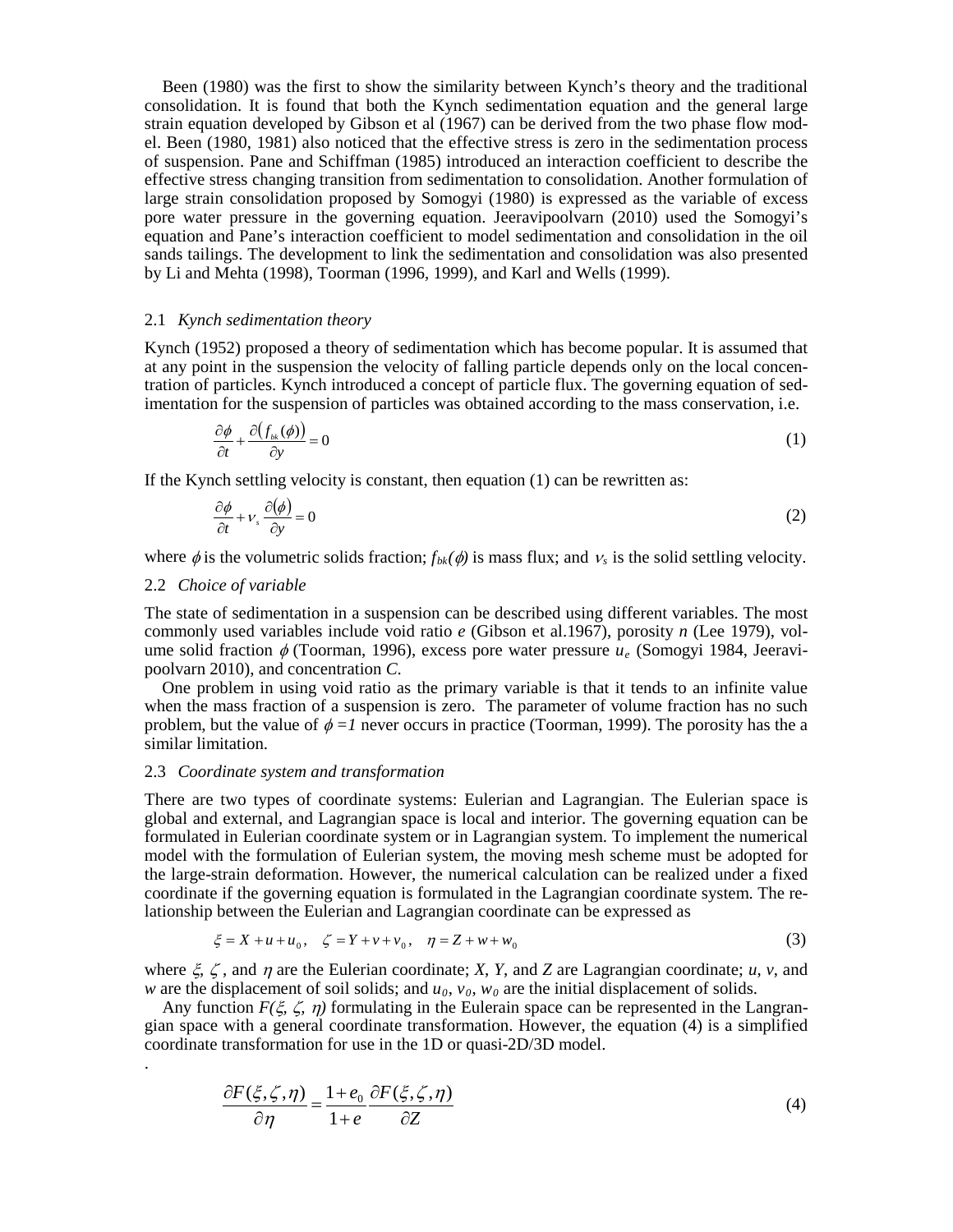Been (1980) was the first to show the similarity between Kynch's theory and the traditional consolidation. It is found that both the Kynch sedimentation equation and the general large strain equation developed by Gibson et al (1967) can be derived from the two phase flow model. Been (1980, 1981) also noticed that the effective stress is zero in the sedimentation process of suspension. Pane and Schiffman (1985) introduced an interaction coefficient to describe the effective stress changing transition from sedimentation to consolidation. Another formulation of large strain consolidation proposed by Somogyi (1980) is expressed as the variable of excess pore water pressure in the governing equation. Jeeravipoolvarn (2010) used the Somogyi's equation and Pane's interaction coefficient to model sedimentation and consolidation in the oil sands tailings. The development to link the sedimentation and consolidation was also presented by Li and Mehta (1998), Toorman (1996, 1999), and Karl and Wells (1999).

### 2.1 *Kynch sedimentation theory*

Kynch (1952) proposed a theory of sedimentation which has become popular. It is assumed that at any point in the suspension the velocity of falling particle depends only on the local concentration of particles. Kynch introduced a concept of particle flux. The governing equation of sedimentation for the suspension of particles was obtained according to the mass conservation, i.e.

$$\frac{\partial \phi}{\partial t} + \frac{\partial \left( f_{bk}(\phi) \right)}{\partial y} = 0 \tag{1}$$

If the Kynch settling velocity is constant, then equation (1) can be rewritten as:

$$\frac{\partial \phi}{\partial t} + v_s \frac{\partial (\phi)}{\partial y} = 0 \tag{2}$$

where $\phi$ is the volumetric solids fraction; $f_{bk}(\phi)$ is mass flux; and $v_s$ is the solid settling velocity.

### 2.2 *Choice of variable*

The state of sedimentation in a suspension can be described using different variables. The most commonly used variables include void ratio $e$ (Gibson et al.1967), porosity $n$ (Lee 1979), volume solid fraction $\phi$ (Toorman, 1996), excess pore water pressure $u_e$ (Somogyi 1984, Jeeravipoolvarn 2010), and concentration $C$.

One problem in using void ratio as the primary variable is that it tends to an infinite value when the mass fraction of a suspension is zero. The parameter of volume fraction has no such problem, but the value of $\phi = 1$ never occurs in practice (Toorman, 1999). The porosity has the a similar limitation.

### 2.3 *Coordinate system and transformation*

There are two types of coordinate systems: Eulerian and Lagrangian. The Eulerian space is global and external, and Lagrangian space is local and interior. The governing equation can be formulated in Eulerian coordinate system or in Lagrangian system. To implement the numerical model with the formulation of Eulerian system, the moving mesh scheme must be adopted for the large-strain deformation. However, the numerical calculation can be realized under a fixed coordinate if the governing equation is formulated in the Lagrangian coordinate system. The relationship between the Eulerian and Lagrangian coordinate can be expressed as

$$\xi = X + u + u_0, \quad \zeta = Y + v + v_0, \quad \eta = Z + w + w_0 \tag{3}$$

where $\xi$, $\zeta$, and $\eta$ are the Eulerian coordinate; $X$, $Y$, and $Z$ are Lagrangian coordinate; $u$, $v$, and $w$ are the displacement of soil solids; and $u_0$, $v_0$, $w_0$ are the initial displacement of solids.

Any function $F(\xi, \zeta, \eta)$ formulating in the Eulerain space can be represented in the Langrangian space with a general coordinate transformation. However, the equation (4) is a simplified coordinate transformation for use in the 1D or quasi-2D/3D model.

.

$$\frac{\partial F(\xi, \zeta, \eta)}{\partial \eta} = \frac{1 + e_0}{1 + e} \frac{\partial F(\xi, \zeta, \eta)}{\partial Z} \tag{4}$$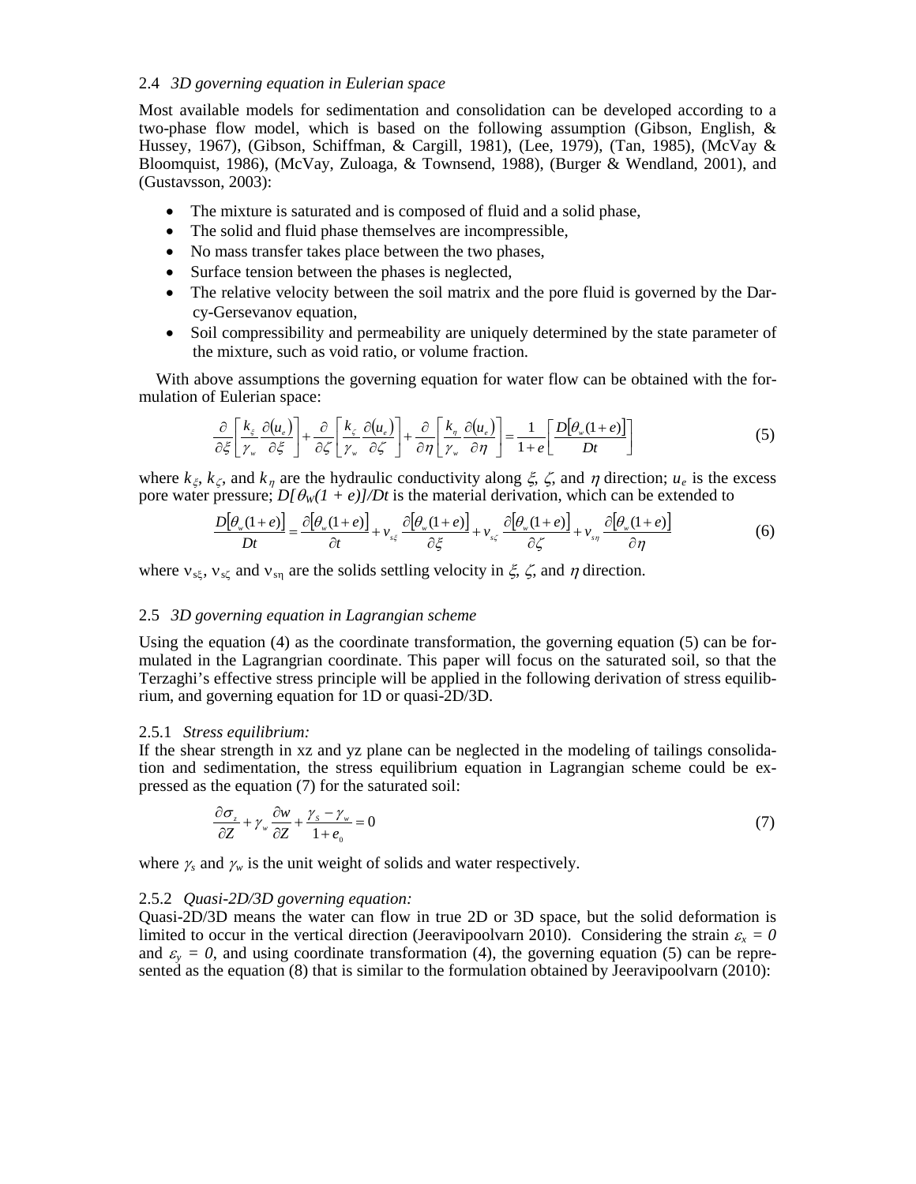### 2.4 *3D governing equation in Eulerian space*

Most available models for sedimentation and consolidation can be developed according to a two-phase flow model, which is based on the following assumption (Gibson, English, & Hussey, 1967), (Gibson, Schiffman, & Cargill, 1981), (Lee, 1979), (Tan, 1985), (McVay & Bloomquist, 1986), (McVay, Zuloaga, & Townsend, 1988), (Burger & Wendland, 2001), and (Gustavsson, 2003):

- The mixture is saturated and is composed of fluid and a solid phase,
- The solid and fluid phase themselves are incompressible,
- No mass transfer takes place between the two phases,
- Surface tension between the phases is neglected,
- The relative velocity between the soil matrix and the pore fluid is governed by the Darcy-Gersevanov equation,
- Soil compressibility and permeability are uniquely determined by the state parameter of the mixture, such as void ratio, or volume fraction.

With above assumptions the governing equation for water flow can be obtained with the formulation of Eulerian space:

$$\frac{\partial}{\partial \xi}\left[\frac{k_{\xi}}{\gamma_{w}}\frac{\partial (u_{e})}{\partial \xi}\right]+\frac{\partial}{\partial \zeta}\left[\frac{k_{\zeta}}{\gamma_{w}}\frac{\partial (u_{e})}{\partial \zeta}\right]+\frac{\partial}{\partial \eta}\left[\frac{k_{\eta}}{\gamma_{w}}\frac{\partial (u_{e})}{\partial \eta}\right]=\frac{1}{1+e}\left[\frac{D[\theta_{w}(1+e)]}{Dt}\right] \tag{5}$$

where $k_{\xi}$, $k_{\zeta}$, and $k_{\eta}$ are the hydraulic conductivity along $\xi$, $\zeta$, and $\eta$ direction; $u_e$ is the excess pore water pressure; $D[\theta_w(1 + e)]/Dt$ is the material derivation, which can be extended to

$$\frac{D[\theta_{w}(1+e)]}{Dt}=\frac{\partial[\theta_{w}(1+e)]}{\partial t}+v_{s\xi}\frac{\partial[\theta_{w}(1+e)]}{\partial \xi}+v_{s\zeta}\frac{\partial[\theta_{w}(1+e)]}{\partial \zeta}+v_{s\eta}\frac{\partial[\theta_{w}(1+e)]}{\partial \eta} \tag{6}$$

where $v_{s\xi}$, $v_{s\zeta}$ and $v_{s\eta}$ are the solids settling velocity in $\xi$, $\zeta$, and $\eta$ direction.

### 2.5 *3D governing equation in Lagrangian scheme*

Using the equation (4) as the coordinate transformation, the governing equation (5) can be formulated in the Lagrangrian coordinate. This paper will focus on the saturated soil, so that the Terzaghi's effective stress principle will be applied in the following derivation of stress equilibrium, and governing equation for 1D or quasi-2D/3D.

#### 2.5.1 *Stress equilibrium:*

If the shear strength in xz and yz plane can be neglected in the modeling of tailings consolidation and sedimentation, the stress equilibrium equation in Lagrangian scheme could be expressed as the equation (7) for the saturated soil:

$$\frac{\partial \sigma_{z}}{\partial Z}+\gamma_{w}\frac{\partial w}{\partial Z}+\frac{\gamma_{S}-\gamma_{w}}{1+e_{0}}=0 \tag{7}$$

where $\gamma_s$ and $\gamma_w$ is the unit weight of solids and water respectively.

#### 2.5.2 *Quasi-2D/3D governing equation:*

Quasi-2D/3D means the water can flow in true 2D or 3D space, but the solid deformation is limited to occur in the vertical direction (Jeeravipoolvarn 2010). Considering the strain $\varepsilon_x = 0$ and $\varepsilon_y = 0$, and using coordinate transformation (4), the governing equation (5) can be represented as the equation (8) that is similar to the formulation obtained by Jeeravipoolvarn (2010):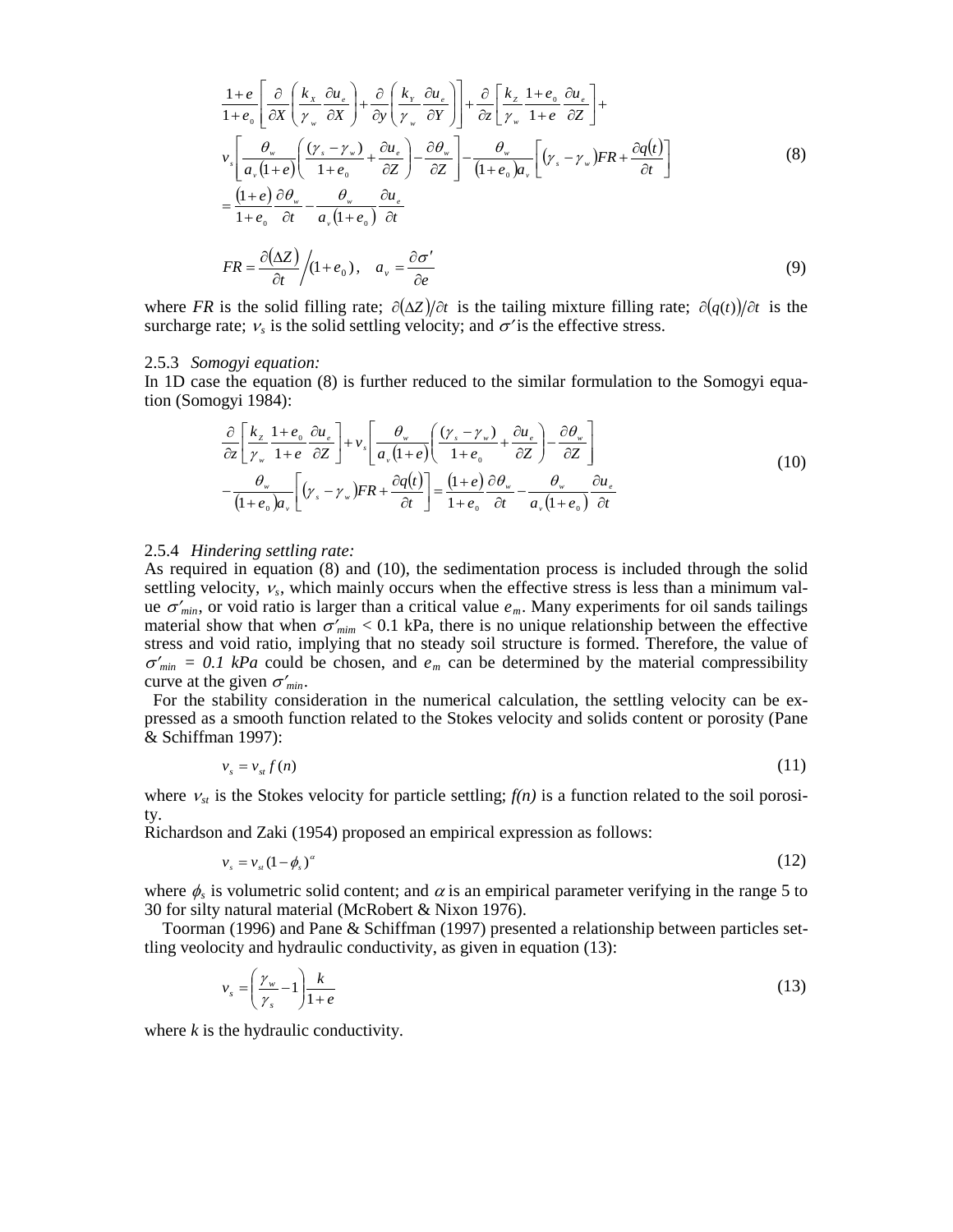$$\frac{1+e}{1+e_0}\left[\frac{\partial}{\partial X}\left(\frac{k_X}{\gamma_w}\frac{\partial u_e}{\partial X}\right)+\frac{\partial}{\partial y}\left(\frac{k_Y}{\gamma_w}\frac{\partial u_e}{\partial Y}\right)\right]+\frac{\partial}{\partial z}\left[\frac{k_Z}{\gamma_w}\frac{1+e_0}{1+e}\frac{\partial u_e}{\partial Z}\right]+$$

$$v_s\left[\frac{\theta_w}{a_v(1+e)}\left(\frac{(\gamma_s-\gamma_w)}{1+e_0}+\frac{\partial u_e}{\partial Z}\right)-\frac{\partial \theta_w}{\partial Z}\right]-\frac{\theta_w}{(1+e_0)a_v}\left[(\gamma_s-\gamma_w)FR+\frac{\partial q(t)}{\partial t}\right] \tag{8}$$

$$=\frac{(1+e)}{1+e_0}\frac{\partial \theta_w}{\partial t}-\frac{\theta_w}{a_v(1+e_0)}\frac{\partial u_e}{\partial t}$$

$$FR=\frac{\partial(\Delta Z)}{\partial t}\Big/(1+e_0), \quad a_v=\frac{\partial \sigma'}{\partial e} \tag{9}$$

where *FR* is the solid filling rate; $\partial(\Delta Z)/\partial t$ is the tailing mixture filling rate; $\partial(q(t))/\partial t$ is the surcharge rate; $v_s$ is the solid settling velocity; and $\sigma'$ is the effective stress.

### 2.5.3 *Somogyi equation:*

In 1D case the equation (8) is further reduced to the similar formulation to the Somogyi equation (Somogyi 1984):

$$\frac{\partial}{\partial z}\left[\frac{k_Z}{\gamma_w}\frac{1+e_0}{1+e}\frac{\partial u_e}{\partial Z}\right]+v_s\left[\frac{\theta_w}{a_v(1+e)}\left(\frac{(\gamma_s-\gamma_w)}{1+e_0}+\frac{\partial u_e}{\partial Z}\right)-\frac{\partial \theta_w}{\partial Z}\right]$$
$$-\frac{\theta_w}{(1+e_0)a_v}\left[(\gamma_s-\gamma_w)FR+\frac{\partial q(t)}{\partial t}\right]=\frac{(1+e)}{1+e_0}\frac{\partial \theta_w}{\partial t}-\frac{\theta_w}{a_v(1+e_0)}\frac{\partial u_e}{\partial t} \tag{10}$$

### 2.5.4 *Hindering settling rate:*

As required in equation (8) and (10), the sedimentation process is included through the solid settling velocity, $v_s$, which mainly occurs when the effective stress is less than a minimum value $\sigma'_{min}$, or void ratio is larger than a critical value $e_m$. Many experiments for oil sands tailings material show that when $\sigma'_{mim}$ < 0.1 kPa, there is no unique relationship between the effective stress and void ratio, implying that no steady soil structure is formed. Therefore, the value of $\sigma'_{min}$ = *0.1 kPa* could be chosen, and $e_m$ can be determined by the material compressibility curve at the given $\sigma'_{min}$.

For the stability consideration in the numerical calculation, the settling velocity can be expressed as a smooth function related to the Stokes velocity and solids content or porosity (Pane & Schiffman 1997):

$$v_s = v_{st} f(n) \tag{11}$$

where $v_{st}$ is the Stokes velocity for particle settling; *f(n)* is a function related to the soil porosity.

Richardson and Zaki (1954) proposed an empirical expression as follows:

$$v_s = v_{st}(1-\phi_s)^{\alpha} \tag{12}$$

where $\phi_s$ is volumetric solid content; and $\alpha$ is an empirical parameter verifying in the range 5 to 30 for silty natural material (McRobert & Nixon 1976).

Toorman (1996) and Pane & Schiffman (1997) presented a relationship between particles settling veolocity and hydraulic conductivity, as given in equation (13):

$$v_s=\left(\frac{\gamma_w}{\gamma_s}-1\right)\frac{k}{1+e} \tag{13}$$

where *k* is the hydraulic conductivity.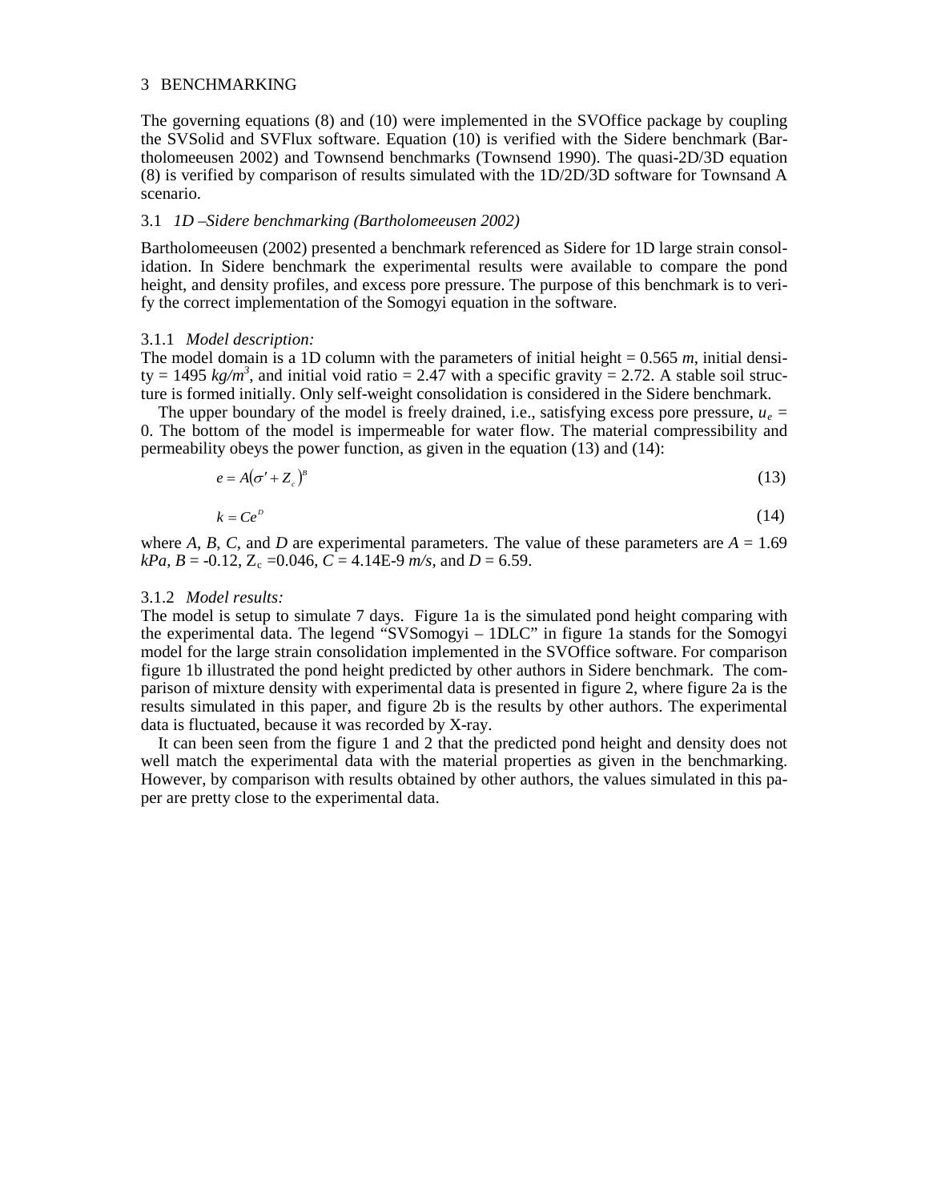## 3 BENCHMARKING

The governing equations (8) and (10) were implemented in the SVOffice package by coupling the SVSolid and SVFlux software. Equation (10) is verified with the Sidere benchmark (Bartholomeeusen 2002) and Townsend benchmarks (Townsend 1990). The quasi-2D/3D equation (8) is verified by comparison of results simulated with the 1D/2D/3D software for Townsand A scenario.

### 3.1 *1D –Sidere benchmarking (Bartholomeeusen 2002)*

Bartholomeeusen (2002) presented a benchmark referenced as Sidere for 1D large strain consolidation. In Sidere benchmark the experimental results were available to compare the pond height, and density profiles, and excess pore pressure. The purpose of this benchmark is to verify the correct implementation of the Somogyi equation in the software.

#### 3.1.1 *Model description:*

The model domain is a 1D column with the parameters of initial height = 0.565 *m*, initial density = 1495 $kg/m^3$, and initial void ratio = 2.47 with a specific gravity = 2.72. A stable soil structure is formed initially. Only self-weight consolidation is considered in the Sidere benchmark.

The upper boundary of the model is freely drained, i.e., satisfying excess pore pressure, $u_e$ = 0. The bottom of the model is impermeable for water flow. The material compressibility and permeability obeys the power function, as given in the equation (13) and (14):

$$e = A(\sigma' + Z_c)^B \tag{13}$$

$$k = Ce^D \tag{14}$$

where *A*, *B*, *C*, and *D* are experimental parameters. The value of these parameters are *A* = 1.69 *kPa*, *B* = -0.12, $Z_c$ =0.046, *C* = 4.14E-9 *m/s*, and *D* = 6.59.

#### 3.1.2 *Model results:*

The model is setup to simulate 7 days. Figure 1a is the simulated pond height comparing with the experimental data. The legend "SVSomogyi – 1DLC" in figure 1a stands for the Somogyi model for the large strain consolidation implemented in the SVOffice software. For comparison figure 1b illustrated the pond height predicted by other authors in Sidere benchmark. The comparison of mixture density with experimental data is presented in figure 2, where figure 2a is the results simulated in this paper, and figure 2b is the results by other authors. The experimental data is fluctuated, because it was recorded by X-ray.

It can been seen from the figure 1 and 2 that the predicted pond height and density does not well match the experimental data with the material properties as given in the benchmarking. However, by comparison with results obtained by other authors, the values simulated in this paper are pretty close to the experimental data.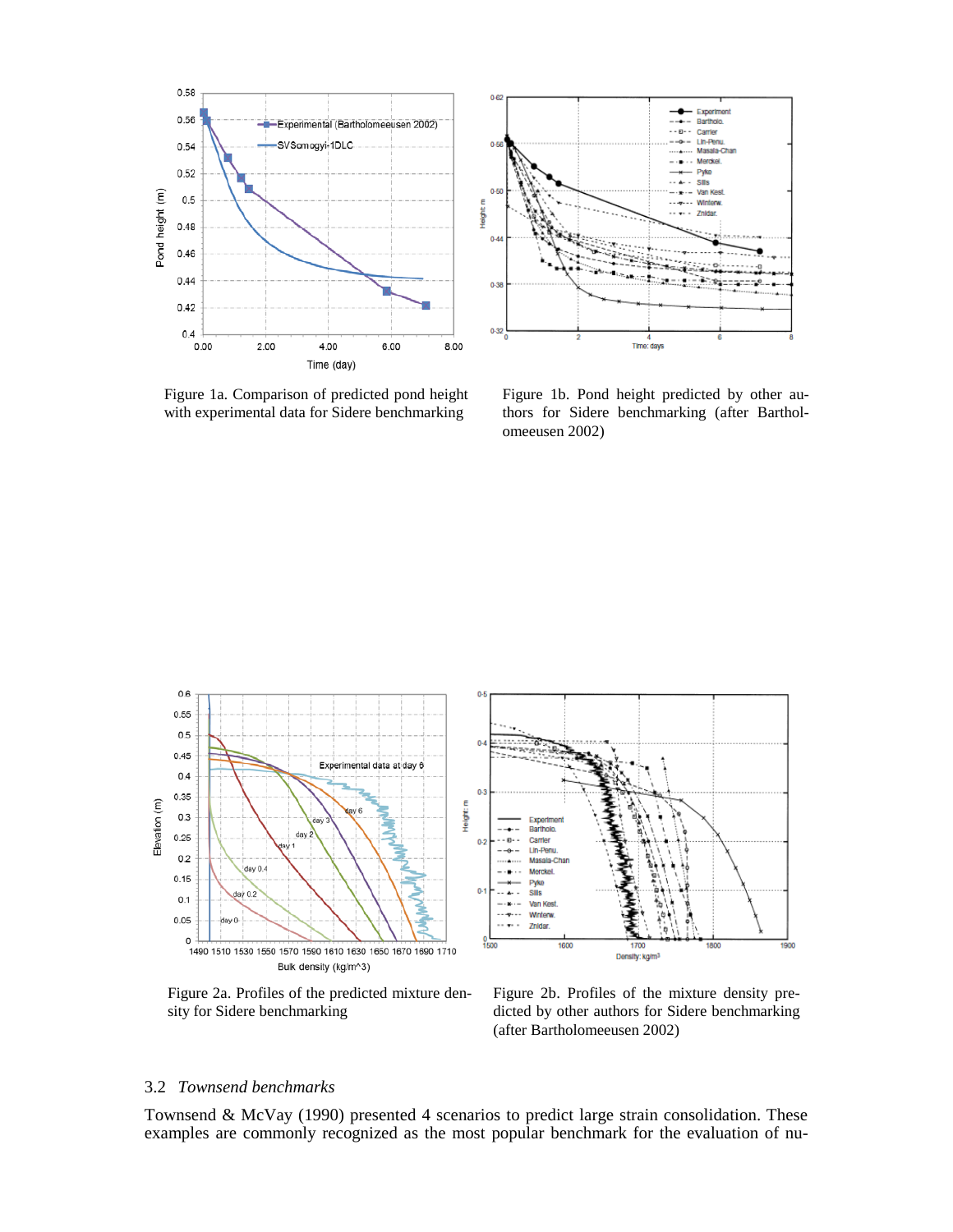0.58
0.56
0.54
0.52
0.5
0.48
0.46
0.44
0.42
0.4
Pond height (m)
0.00 2.00 4.00 6.00 8.00
Time (day)
Experimental (Bartholomeeusen 2002)
SVSomogyi-1DLC

0.62
0.56
0.50
0.44
0.38
0.32
Height: m
0 2 4 6 8
Time: days
Experiment
Bartholo.
Carrier
Lin-Penu.
Masala-Chan
Merckel.
Pyke
Sills
Van Kest.
Winterw.
Znidar.

Figure 1a. Comparison of predicted pond height with experimental data for Sidere benchmarking

Figure 1b. Pond height predicted by other authors for Sidere benchmarking (after Bartholomeeusen 2002)

0.6
0.55
0.5
0.45
0.4
0.35
0.3
0.25
0.2
0.15
0.1
0.05
0
Elevation (m)
1490 1510 1530 1550 1570 1590 1610 1630 1650 1670 1690 1710
Bulk density (kg/m^3)
Experimental data at day 6
day 6
day 3
day 2
day 1
day 0.4
day 0.2
day 0

0.5
0.4
0.3
0.2
0.1
0
Height: m
1500 1600 1700 1800 1900
Density: kg/m³
Experiment
Bartholo.
Carrier
Lin-Penu.
Masala-Chan
Merckel.
Pyke
Sills
Van Kest.
Winterw.
Znidar.

Figure 2a. Profiles of the predicted mixture density for Sidere benchmarking

Figure 2b. Profiles of the mixture density predicted by other authors for Sidere benchmarking (after Bartholomeeusen 2002)

### 3.2 *Townsend benchmarks*

Townsend & McVay (1990) presented 4 scenarios to predict large strain consolidation. These examples are commonly recognized as the most popular benchmark for the evaluation of nu-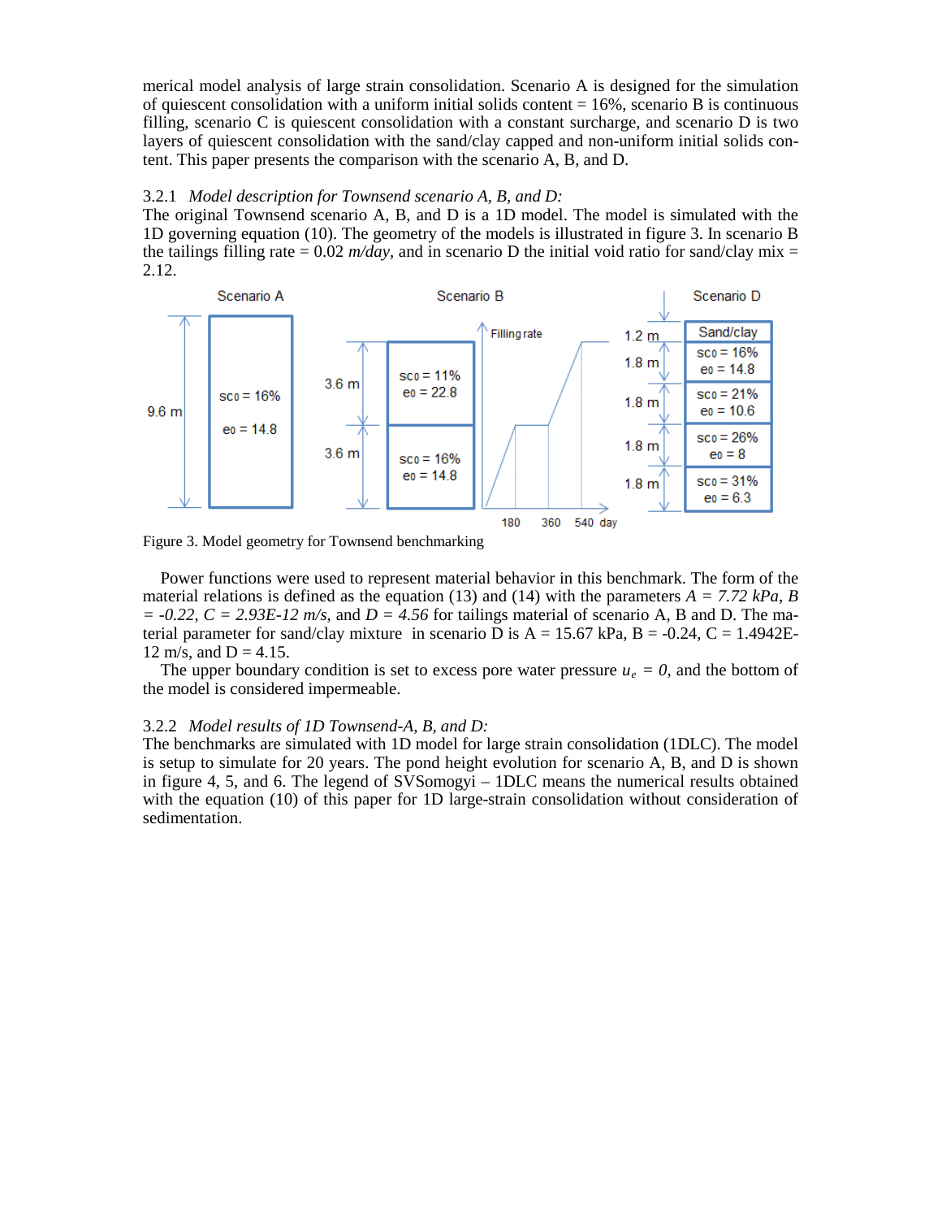merical model analysis of large strain consolidation. Scenario A is designed for the simulation of quiescent consolidation with a uniform initial solids content = 16%, scenario B is continuous filling, scenario C is quiescent consolidation with a constant surcharge, and scenario D is two layers of quiescent consolidation with the sand/clay capped and non-uniform initial solids content. This paper presents the comparison with the scenario A, B, and D.

### 3.2.1 *Model description for Townsend scenario A, B, and D:*

The original Townsend scenario A, B, and D is a 1D model. The model is simulated with the 1D governing equation (10). The geometry of the models is illustrated in figure 3. In scenario B the tailings filling rate = 0.02 *m/day*, and in scenario D the initial void ratio for sand/clay mix = 2.12.

Figure 3. Model geometry for Townsend benchmarking

Power functions were used to represent material behavior in this benchmark. The form of the material relations is defined as the equation (13) and (14) with the parameters $A = 7.72\ kPa$, $B = -0.22$, $C = 2.93E\text{-}12\ m/s$, and $D = 4.56$ for tailings material of scenario A, B and D. The material parameter for sand/clay mixture in scenario D is A = 15.67 kPa, B = -0.24, C = 1.4942E-12 m/s, and D = 4.15.

The upper boundary condition is set to excess pore water pressure $u_e = 0$, and the bottom of the model is considered impermeable.

### 3.2.2 *Model results of 1D Townsend-A, B, and D:*

The benchmarks are simulated with 1D model for large strain consolidation (1DLC). The model is setup to simulate for 20 years. The pond height evolution for scenario A, B, and D is shown in figure 4, 5, and 6. The legend of SVSomogyi – 1DLC means the numerical results obtained with the equation (10) of this paper for 1D large-strain consolidation without consideration of sedimentation.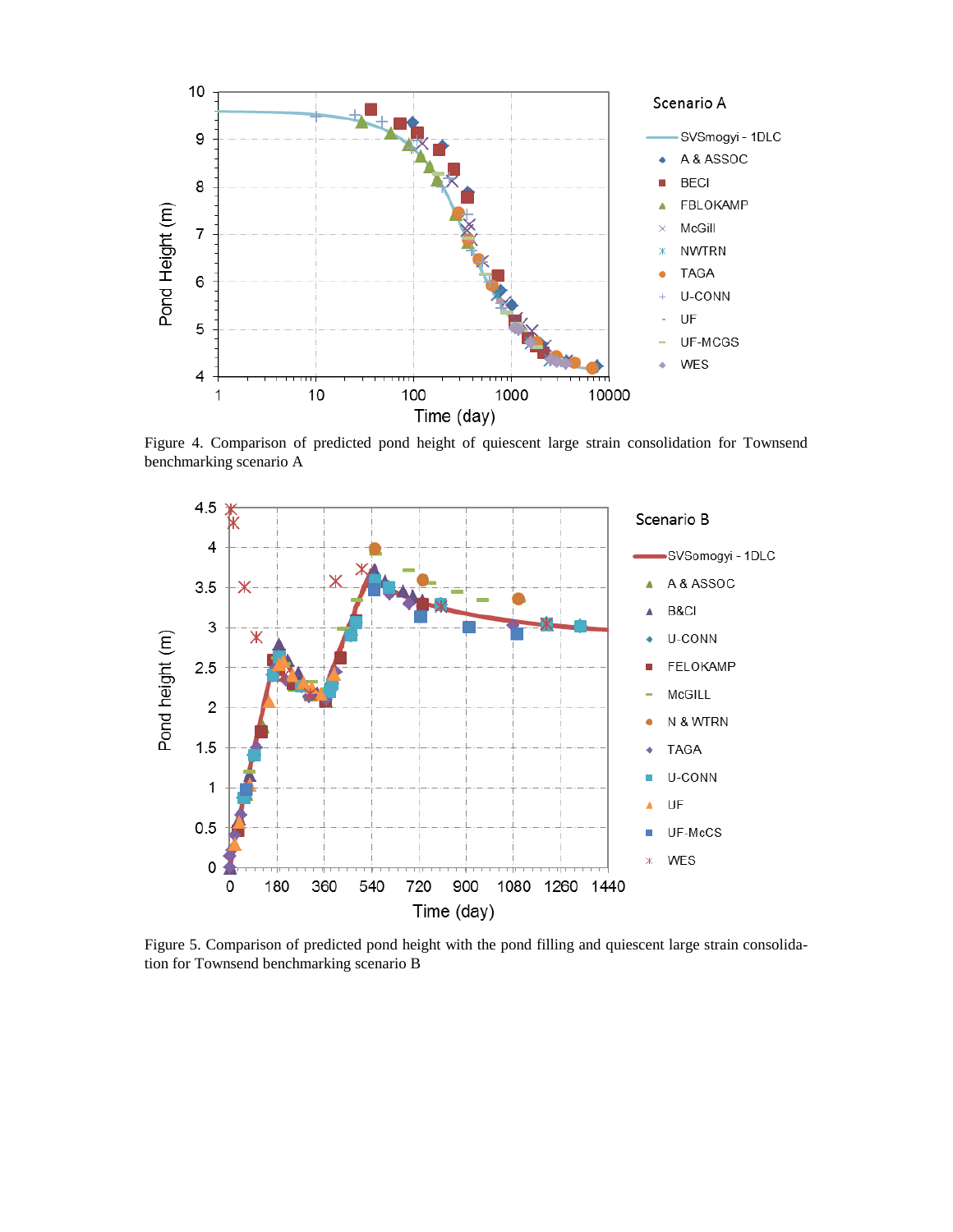Scenario A

SVSmogyi - 1DLC
A & ASSOC
BECI
FBLOKAMP
McGill
NWTRN
TAGA
U-CONN
UF
UF-MCGS
WES

Pond Height (m)

10
9
8
7
6
5
4

1
10
100
1000
10000

Time (day)

Figure 4. Comparison of predicted pond height of quiescent large strain consolidation for Townsend benchmarking scenario A

Scenario B

SVSomogyi - 1DLC
A & ASSOC
B&CI
U-CONN
FELOKAMP
McGILL
N & WTRN
TAGA
U-CONN
UF
UF-McCS
WES

Pond height (m)

4.5
4
3.5
3
2.5
2
1.5
1
0.5
0

0
180
360
540
720
900
1080
1260
1440

Time (day)

Figure 5. Comparison of predicted pond height with the pond filling and quiescent large strain consolidation for Townsend benchmarking scenario B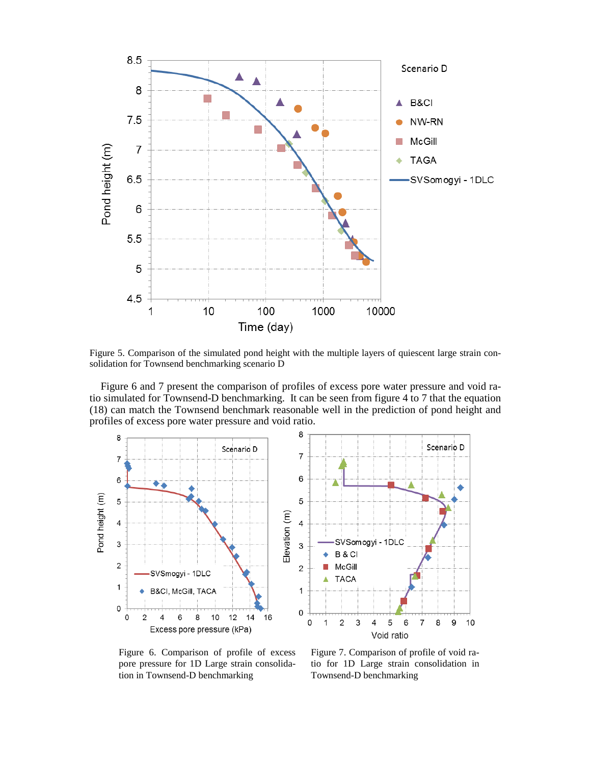Scenario D

Pond height (m)

8.5
8
7.5
7
6.5
6
5.5
5
4.5

1
10
100
1000
10000

Time (day)

B&CI
NW-RN
McGill
TAGA
SVSomogyi - 1DLC

Figure 5. Comparison of the simulated pond height with the multiple layers of quiescent large strain consolidation for Townsend benchmarking scenario D

Figure 6 and 7 present the comparison of profiles of excess pore water pressure and void ratio simulated for Townsend-D benchmarking. It can be seen from figure 4 to 7 that the equation (18) can match the Townsend benchmark reasonable well in the prediction of pond height and profiles of excess pore water pressure and void ratio.

Scenario D

Pond height (m)

8
7
6
5
4
3
2
1
0

0
2
4
6
8
10
12
14
16

Excess pore pressure (kPa)

SVSmogyi - 1DLC
B&CI, McGill, TACA

Figure 6. Comparison of profile of excess pore pressure for 1D Large strain consolidation in Townsend-D benchmarking

Scenario D

Elevation (m)

8
7
6
5
4
3
2
1
0

0
1
2
3
4
5
6
7
8
9
10

Void ratio

SVSomogyi - 1DLC
B & CI
McGill
TACA

Figure 7. Comparison of profile of void ratio for 1D Large strain consolidation in Townsend-D benchmarking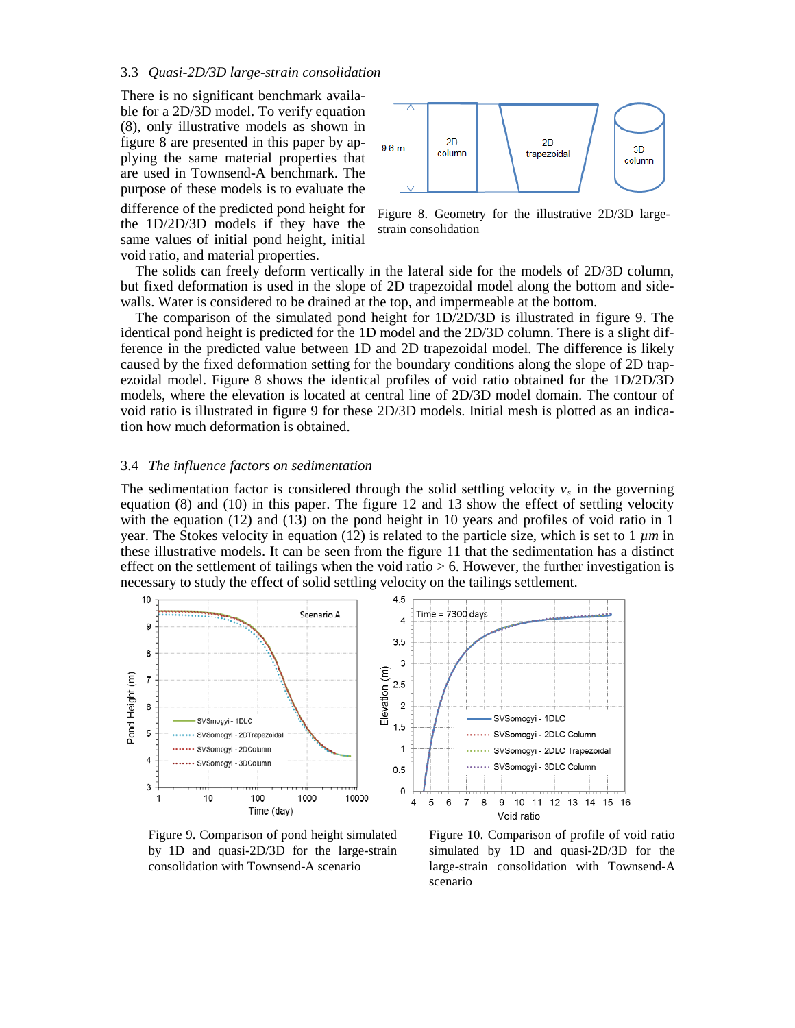### 3.3 *Quasi-2D/3D large-strain consolidation*

There is no significant benchmark available for a 2D/3D model. To verify equation (8), only illustrative models as shown in figure 8 are presented in this paper by applying the same material properties that are used in Townsend-A benchmark. The purpose of these models is to evaluate the difference of the predicted pond height for the 1D/2D/3D models if they have the same values of initial pond height, initial void ratio, and material properties.

9.6 m
2D column
2D trapezoidal
3D column

Figure 8. Geometry for the illustrative 2D/3D large-strain consolidation

The solids can freely deform vertically in the lateral side for the models of 2D/3D column, but fixed deformation is used in the slope of 2D trapezoidal model along the bottom and side-walls. Water is considered to be drained at the top, and impermeable at the bottom.

The comparison of the simulated pond height for 1D/2D/3D is illustrated in figure 9. The identical pond height is predicted for the 1D model and the 2D/3D column. There is a slight difference in the predicted value between 1D and 2D trapezoidal model. The difference is likely caused by the fixed deformation setting for the boundary conditions along the slope of 2D trapezoidal model. Figure 8 shows the identical profiles of void ratio obtained for the 1D/2D/3D models, where the elevation is located at central line of 2D/3D model domain. The contour of void ratio is illustrated in figure 9 for these 2D/3D models. Initial mesh is plotted as an indication how much deformation is obtained.

### 3.4 *The influence factors on sedimentation*

The sedimentation factor is considered through the solid settling velocity $v_s$ in the governing equation (8) and (10) in this paper. The figure 12 and 13 show the effect of settling velocity with the equation (12) and (13) on the pond height in 10 years and profiles of void ratio in 1 year. The Stokes velocity in equation (12) is related to the particle size, which is set to 1 $\mu m$ in these illustrative models. It can be seen from the figure 11 that the sedimentation has a distinct effect on the settlement of tailings when the void ratio > 6. However, the further investigation is necessary to study the effect of solid settling velocity on the tailings settlement.

Scenario A
Pond Height (m)
Time (day)
SVSomogyi - 1DLC
SVSomogyi - 2DTrapezoidal
SVSomogyi - 2DColumn
SVSomogyi - 3DColumn

Figure 9. Comparison of pond height simulated by 1D and quasi-2D/3D for the large-strain consolidation with Townsend-A scenario

Time = 7300 days
Elevation (m)
Void ratio
SVSomogyi - 1DLC
SVSomogyi - 2DLC Column
SVSomogyi - 2DLC Trapezoidal
SVSomogyi - 3DLC Column

Figure 10. Comparison of profile of void ratio simulated by 1D and quasi-2D/3D for the large-strain consolidation with Townsend-A scenario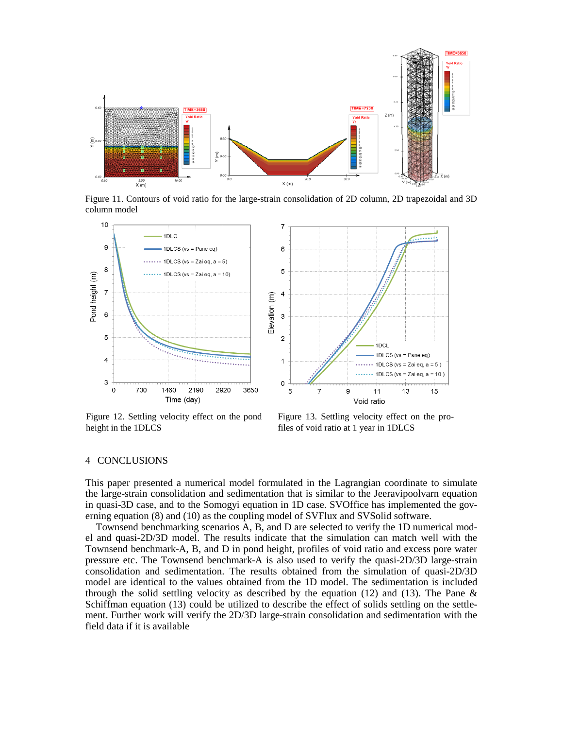TIME=3650
Void Ratio
Yr

TIME=7300
Void Ratio
Yr

TIME=3650
Void Ratio
Yr

Figure 11. Contours of void ratio for the large-strain consolidation of 2D column, 2D trapezoidal and 3D column model

1DLC
1DLCS (vs = Pane eq)
1DLCS (vs = Zai eq, a = 5)
1DLCS (vs = Zai eq, a = 10)
Pond height (m)
Time (day)

Figure 12. Settling velocity effect on the pond height in the 1DLCS

1DCL
1DLCS (vs = Pane eq)
1DLCS (vs = Zai eq, a = 5 )
1DLCS (vs = Zai eq, a = 10 )
Elevation (m)
Void ratio

Figure 13. Settling velocity effect on the profiles of void ratio at 1 year in 1DLCS

## 4 CONCLUSIONS

This paper presented a numerical model formulated in the Lagrangian coordinate to simulate the large-strain consolidation and sedimentation that is similar to the Jeeravipoolvarn equation in quasi-3D case, and to the Somogyi equation in 1D case. SVOffice has implemented the governing equation (8) and (10) as the coupling model of SVFlux and SVSolid software.

Townsend benchmarking scenarios A, B, and D are selected to verify the 1D numerical model and quasi-2D/3D model. The results indicate that the simulation can match well with the Townsend benchmark-A, B, and D in pond height, profiles of void ratio and excess pore water pressure etc. The Townsend benchmark-A is also used to verify the quasi-2D/3D large-strain consolidation and sedimentation. The results obtained from the simulation of quasi-2D/3D model are identical to the values obtained from the 1D model. The sedimentation is included through the solid settling velocity as described by the equation (12) and (13). The Pane & Schiffman equation (13) could be utilized to describe the effect of solids settling on the settlement. Further work will verify the 2D/3D large-strain consolidation and sedimentation with the field data if it is available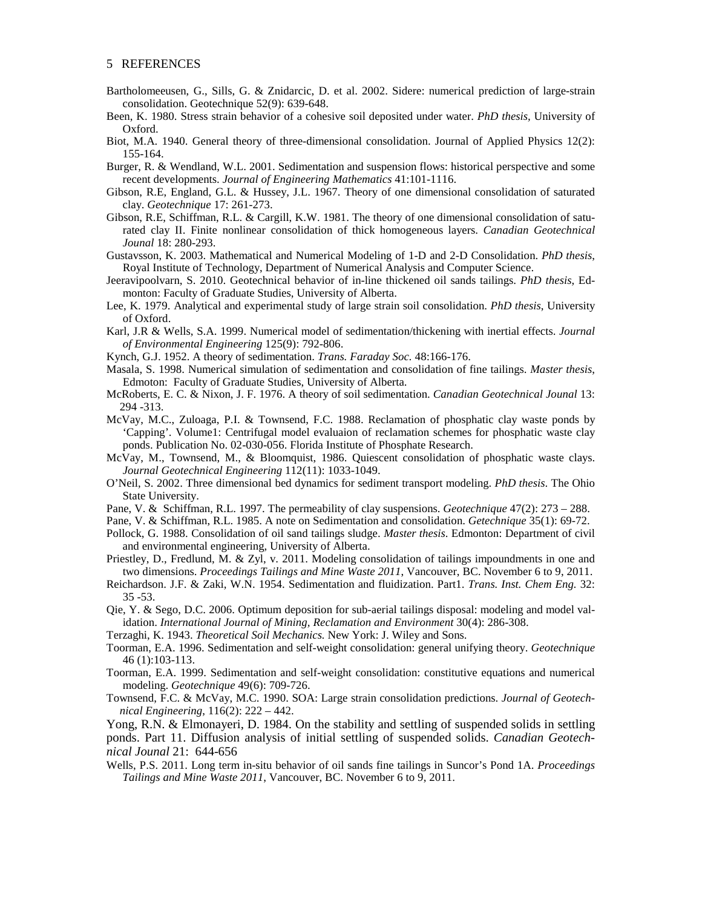## 5 REFERENCES

Bartholomeeusen, G., Sills, G. & Znidarcic, D. et al. 2002. Sidere: numerical prediction of large-strain consolidation. Geotechnique 52(9): 639-648.

Been, K. 1980. Stress strain behavior of a cohesive soil deposited under water. *PhD thesis*, University of Oxford.

Biot, M.A. 1940. General theory of three-dimensional consolidation. Journal of Applied Physics 12(2): 155-164.

Burger, R. & Wendland, W.L. 2001. Sedimentation and suspension flows: historical perspective and some recent developments. *Journal of Engineering Mathematics* 41:101-1116.

Gibson, R.E, England, G.L. & Hussey, J.L. 1967. Theory of one dimensional consolidation of saturated clay. *Geotechnique* 17: 261-273.

Gibson, R.E, Schiffman, R.L. & Cargill, K.W. 1981. The theory of one dimensional consolidation of saturated clay II. Finite nonlinear consolidation of thick homogeneous layers. *Canadian Geotechnical Jounal* 18: 280-293.

Gustavsson, K. 2003. Mathematical and Numerical Modeling of 1-D and 2-D Consolidation. *PhD thesis*, Royal Institute of Technology, Department of Numerical Analysis and Computer Science.

Jeeravipoolvarn, S. 2010. Geotechnical behavior of in-line thickened oil sands tailings. *PhD thesis*, Edmonton: Faculty of Graduate Studies, University of Alberta.

Lee, K. 1979. Analytical and experimental study of large strain soil consolidation. *PhD thesis*, University of Oxford.

Karl, J.R & Wells, S.A. 1999. Numerical model of sedimentation/thickening with inertial effects. *Journal of Environmental Engineering* 125(9): 792-806.

Kynch, G.J. 1952. A theory of sedimentation. *Trans. Faraday Soc.* 48:166-176.

Masala, S. 1998. Numerical simulation of sedimentation and consolidation of fine tailings. *Master thesis*, Edmoton: Faculty of Graduate Studies, University of Alberta.

McRoberts, E. C. & Nixon, J. F. 1976. A theory of soil sedimentation. *Canadian Geotechnical Jounal* 13: 294 -313.

McVay, M.C., Zuloaga, P.I. & Townsend, F.C. 1988. Reclamation of phosphatic clay waste ponds by 'Capping'. Volume1: Centrifugal model evaluaion of reclamation schemes for phosphatic waste clay ponds. Publication No. 02-030-056. Florida Institute of Phosphate Research.

McVay, M., Townsend, M., & Bloomquist, 1986. Quiescent consolidation of phosphatic waste clays. *Journal Geotechnical Engineering* 112(11): 1033-1049.

O'Neil, S. 2002. Three dimensional bed dynamics for sediment transport modeling. *PhD thesis*. The Ohio State University.

Pane, V. & Schiffman, R.L. 1997. The permeability of clay suspensions. *Geotechnique* 47(2): 273 – 288.

Pane, V. & Schiffman, R.L. 1985. A note on Sedimentation and consolidation. *Getechnique* 35(1): 69-72.

Pollock, G. 1988. Consolidation of oil sand tailings sludge. *Master thesis*. Edmonton: Department of civil and environmental engineering, University of Alberta.

Priestley, D., Fredlund, M. & Zyl, v. 2011. Modeling consolidation of tailings impoundments in one and two dimensions. *Proceedings Tailings and Mine Waste 2011*, Vancouver, BC. November 6 to 9, 2011.

Reichardson. J.F. & Zaki, W.N. 1954. Sedimentation and fluidization. Part1. *Trans. Inst. Chem Eng.* 32: 35 -53.

Qie, Y. & Sego, D.C. 2006. Optimum deposition for sub-aerial tailings disposal: modeling and model validation. *International Journal of Mining, Reclamation and Environment* 30(4): 286-308.

Terzaghi, K. 1943. *Theoretical Soil Mechanics.* New York: J. Wiley and Sons.

Toorman, E.A. 1996. Sedimentation and self-weight consolidation: general unifying theory. *Geotechnique* 46 (1):103-113.

Toorman, E.A. 1999. Sedimentation and self-weight consolidation: constitutive equations and numerical modeling. *Geotechnique* 49(6): 709-726.

Townsend, F.C. & McVay, M.C. 1990. SOA: Large strain consolidation predictions. *Journal of Geotechnical Engineering*, 116(2): 222 – 442.

Yong, R.N. & Elmonayeri, D. 1984. On the stability and settling of suspended solids in settling ponds. Part 11. Diffusion analysis of initial settling of suspended solids. *Canadian Geotechnical Jounal* 21: 644-656

Wells, P.S. 2011. Long term in-situ behavior of oil sands fine tailings in Suncor's Pond 1A. *Proceedings Tailings and Mine Waste 2011*, Vancouver, BC. November 6 to 9, 2011.